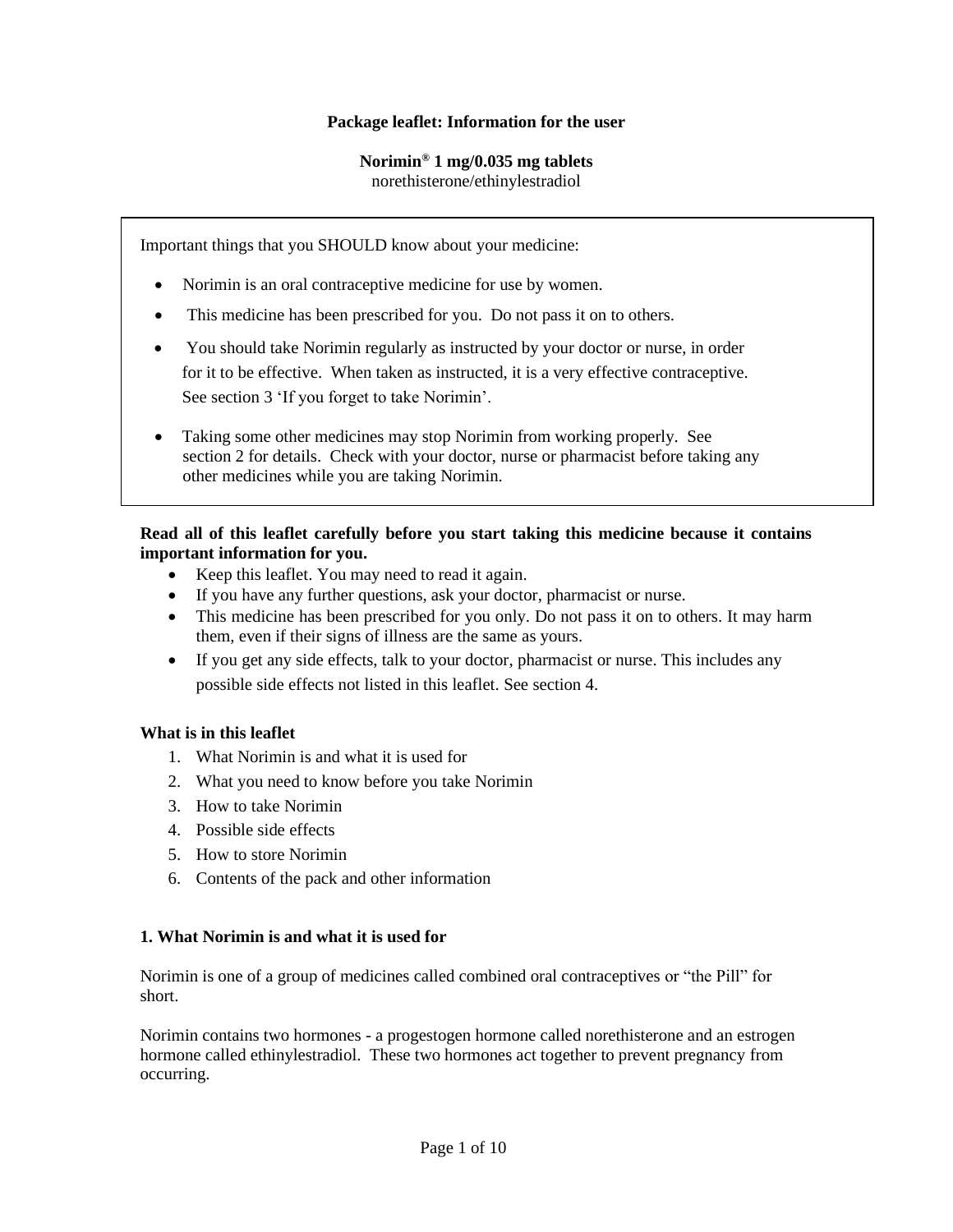**Package leaflet: Information for the user**

**Norimin® 1 mg/0.035 mg tablets**
norethisterone/ethinylestradiol

Important things that you SHOULD know about your medicine:

- Norimin is an oral contraceptive medicine for use by women.
- This medicine has been prescribed for you. Do not pass it on to others.
- You should take Norimin regularly as instructed by your doctor or nurse, in order for it to be effective. When taken as instructed, it is a very effective contraceptive. See section 3 'If you forget to take Norimin'.
- Taking some other medicines may stop Norimin from working properly. See section 2 for details. Check with your doctor, nurse or pharmacist before taking any other medicines while you are taking Norimin.

**Read all of this leaflet carefully before you start taking this medicine because it contains important information for you.**

- Keep this leaflet. You may need to read it again.
- If you have any further questions, ask your doctor, pharmacist or nurse.
- This medicine has been prescribed for you only. Do not pass it on to others. It may harm them, even if their signs of illness are the same as yours.
- If you get any side effects, talk to your doctor, pharmacist or nurse. This includes any possible side effects not listed in this leaflet. See section 4.

**What is in this leaflet**

1. What Norimin is and what it is used for
2. What you need to know before you take Norimin
3. How to take Norimin
4. Possible side effects
5. How to store Norimin
6. Contents of the pack and other information

## 1. What Norimin is and what it is used for

Norimin is one of a group of medicines called combined oral contraceptives or "the Pill" for short.

Norimin contains two hormones - a progestogen hormone called norethisterone and an estrogen hormone called ethinylestradiol. These two hormones act together to prevent pregnancy from occurring.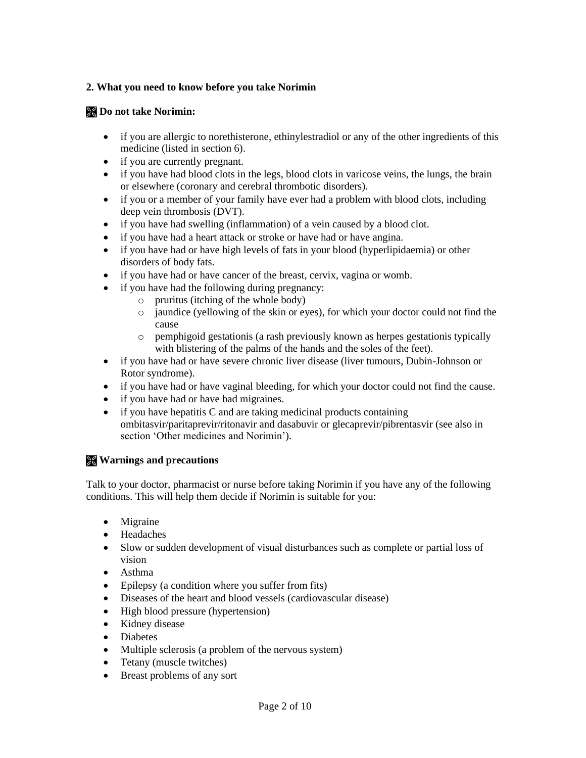**2. What you need to know before you take Norimin**

**Do not take Norimin:**

- if you are allergic to norethisterone, ethinylestradiol or any of the other ingredients of this medicine (listed in section 6).
- if you are currently pregnant.
- if you have had blood clots in the legs, blood clots in varicose veins, the lungs, the brain or elsewhere (coronary and cerebral thrombotic disorders).
- if you or a member of your family have ever had a problem with blood clots, including deep vein thrombosis (DVT).
- if you have had swelling (inflammation) of a vein caused by a blood clot.
- if you have had a heart attack or stroke or have had or have angina.
- if you have had or have high levels of fats in your blood (hyperlipidaemia) or other disorders of body fats.
- if you have had or have cancer of the breast, cervix, vagina or womb.
- if you have had the following during pregnancy:
  - pruritus (itching of the whole body)
  - jaundice (yellowing of the skin or eyes), for which your doctor could not find the cause
  - pemphigoid gestationis (a rash previously known as herpes gestationis typically with blistering of the palms of the hands and the soles of the feet).
- if you have had or have severe chronic liver disease (liver tumours, Dubin-Johnson or Rotor syndrome).
- if you have had or have vaginal bleeding, for which your doctor could not find the cause.
- if you have had or have bad migraines.
- if you have hepatitis C and are taking medicinal products containing ombitasvir/paritaprevir/ritonavir and dasabuvir or glecaprevir/pibrentasvir (see also in section 'Other medicines and Norimin').

**Warnings and precautions**

Talk to your doctor, pharmacist or nurse before taking Norimin if you have any of the following conditions. This will help them decide if Norimin is suitable for you:

- Migraine
- Headaches
- Slow or sudden development of visual disturbances such as complete or partial loss of vision
- Asthma
- Epilepsy (a condition where you suffer from fits)
- Diseases of the heart and blood vessels (cardiovascular disease)
- High blood pressure (hypertension)
- Kidney disease
- Diabetes
- Multiple sclerosis (a problem of the nervous system)
- Tetany (muscle twitches)
- Breast problems of any sort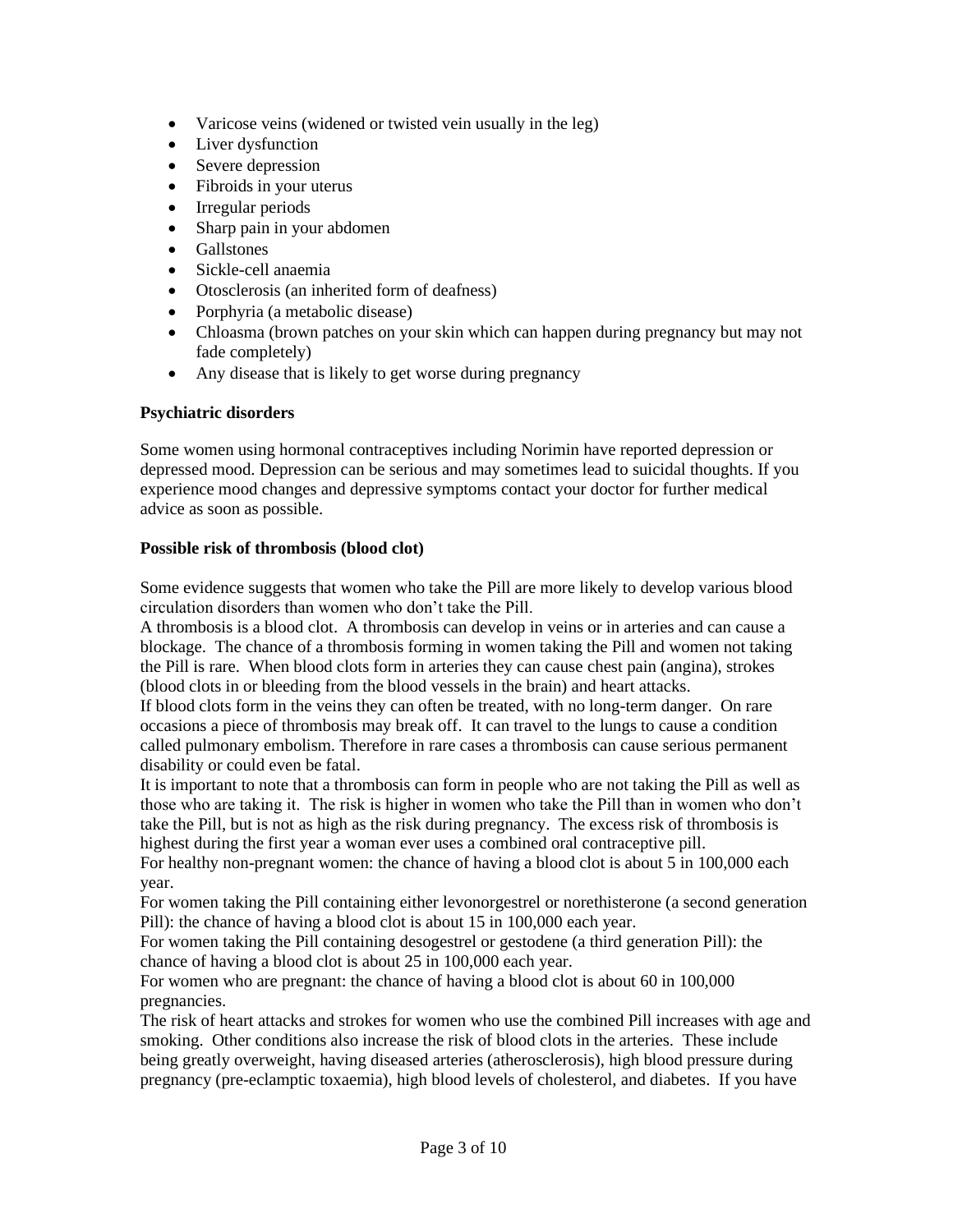- Varicose veins (widened or twisted vein usually in the leg)
- Liver dysfunction
- Severe depression
- Fibroids in your uterus
- Irregular periods
- Sharp pain in your abdomen
- Gallstones
- Sickle-cell anaemia
- Otosclerosis (an inherited form of deafness)
- Porphyria (a metabolic disease)
- Chloasma (brown patches on your skin which can happen during pregnancy but may not fade completely)
- Any disease that is likely to get worse during pregnancy

**Psychiatric disorders**

Some women using hormonal contraceptives including Norimin have reported depression or depressed mood. Depression can be serious and may sometimes lead to suicidal thoughts. If you experience mood changes and depressive symptoms contact your doctor for further medical advice as soon as possible.

**Possible risk of thrombosis (blood clot)**

Some evidence suggests that women who take the Pill are more likely to develop various blood circulation disorders than women who don't take the Pill.
A thrombosis is a blood clot. A thrombosis can develop in veins or in arteries and can cause a blockage. The chance of a thrombosis forming in women taking the Pill and women not taking the Pill is rare. When blood clots form in arteries they can cause chest pain (angina), strokes (blood clots in or bleeding from the blood vessels in the brain) and heart attacks.
If blood clots form in the veins they can often be treated, with no long-term danger. On rare occasions a piece of thrombosis may break off. It can travel to the lungs to cause a condition called pulmonary embolism. Therefore in rare cases a thrombosis can cause serious permanent disability or could even be fatal.
It is important to note that a thrombosis can form in people who are not taking the Pill as well as those who are taking it. The risk is higher in women who take the Pill than in women who don't take the Pill, but is not as high as the risk during pregnancy. The excess risk of thrombosis is highest during the first year a woman ever uses a combined oral contraceptive pill.
For healthy non-pregnant women: the chance of having a blood clot is about 5 in 100,000 each year.
For women taking the Pill containing either levonorgestrel or norethisterone (a second generation Pill): the chance of having a blood clot is about 15 in 100,000 each year.
For women taking the Pill containing desogestrel or gestodene (a third generation Pill): the chance of having a blood clot is about 25 in 100,000 each year.
For women who are pregnant: the chance of having a blood clot is about 60 in 100,000 pregnancies.
The risk of heart attacks and strokes for women who use the combined Pill increases with age and smoking. Other conditions also increase the risk of blood clots in the arteries. These include being greatly overweight, having diseased arteries (atherosclerosis), high blood pressure during pregnancy (pre-eclamptic toxaemia), high blood levels of cholesterol, and diabetes. If you have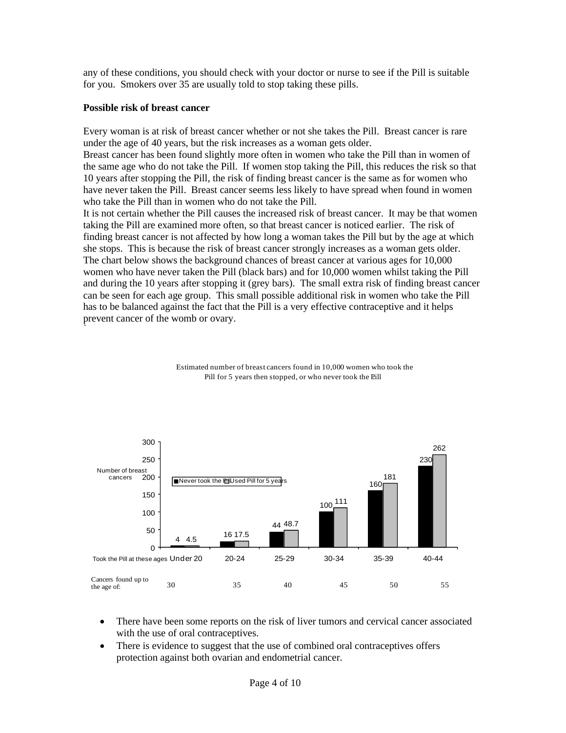any of these conditions, you should check with your doctor or nurse to see if the Pill is suitable for you. Smokers over 35 are usually told to stop taking these pills.

**Possible risk of breast cancer**

Every woman is at risk of breast cancer whether or not she takes the Pill. Breast cancer is rare under the age of 40 years, but the risk increases as a woman gets older.
Breast cancer has been found slightly more often in women who take the Pill than in women of the same age who do not take the Pill. If women stop taking the Pill, this reduces the risk so that 10 years after stopping the Pill, the risk of finding breast cancer is the same as for women who have never taken the Pill. Breast cancer seems less likely to have spread when found in women who take the Pill than in women who do not take the Pill.
It is not certain whether the Pill causes the increased risk of breast cancer. It may be that women taking the Pill are examined more often, so that breast cancer is noticed earlier. The risk of finding breast cancer is not affected by how long a woman takes the Pill but by the age at which she stops. This is because the risk of breast cancer strongly increases as a woman gets older.
The chart below shows the background chances of breast cancer at various ages for 10,000 women who have never taken the Pill (black bars) and for 10,000 women whilst taking the Pill and during the 10 years after stopping it (grey bars). The small extra risk of finding breast cancer can be seen for each age group. This small possible additional risk in women who take the Pill has to be balanced against the fact that the Pill is a very effective contraceptive and it helps prevent cancer of the womb or ovary.

Estimated number of breast cancers found in 10,000 women who took the Pill for 5 years then stopped, or who never took the Pill

| Took the Pill at these ages | Under 20 | 20-24 | 25-29 | 30-34 | 35-39 | 40-44 |
|---|---|---|---|---|---|---|
| Never took the Pill | 4 | 16 | 44 | 100 | 160 | 230 |
| Used Pill for 5 years | 4.5 | 17.5 | 48.7 | 111 | 181 | 262 |
| Cancers found up to the age of: | 30 | 35 | 40 | 45 | 50 | 55 |

- There have been some reports on the risk of liver tumors and cervical cancer associated with the use of oral contraceptives.
- There is evidence to suggest that the use of combined oral contraceptives offers protection against both ovarian and endometrial cancer.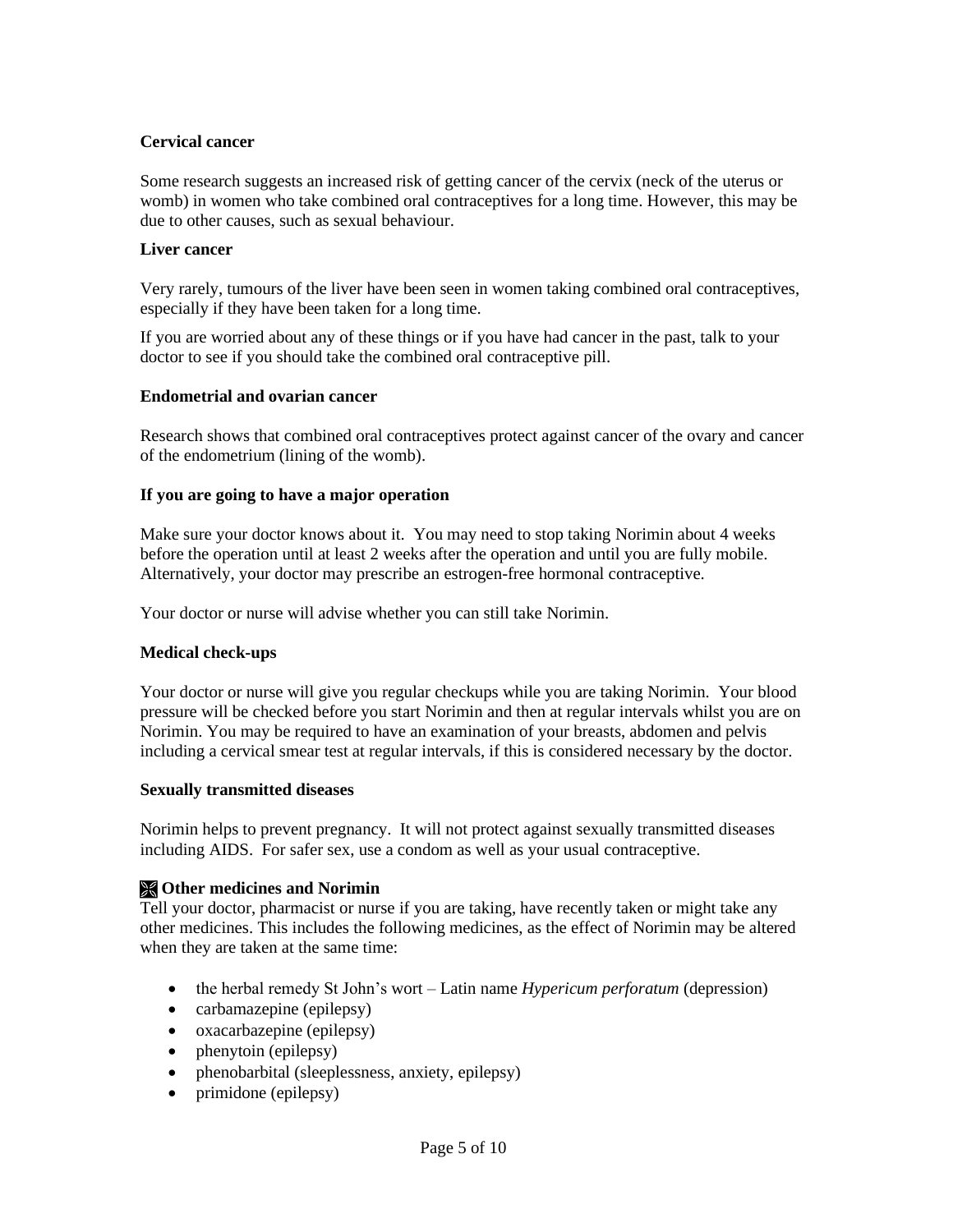**Cervical cancer**

Some research suggests an increased risk of getting cancer of the cervix (neck of the uterus or womb) in women who take combined oral contraceptives for a long time. However, this may be due to other causes, such as sexual behaviour.

**Liver cancer**

Very rarely, tumours of the liver have been seen in women taking combined oral contraceptives, especially if they have been taken for a long time.

If you are worried about any of these things or if you have had cancer in the past, talk to your doctor to see if you should take the combined oral contraceptive pill.

**Endometrial and ovarian cancer**

Research shows that combined oral contraceptives protect against cancer of the ovary and cancer of the endometrium (lining of the womb).

**If you are going to have a major operation**

Make sure your doctor knows about it. You may need to stop taking Norimin about 4 weeks before the operation until at least 2 weeks after the operation and until you are fully mobile. Alternatively, your doctor may prescribe an estrogen-free hormonal contraceptive.

Your doctor or nurse will advise whether you can still take Norimin.

**Medical check-ups**

Your doctor or nurse will give you regular checkups while you are taking Norimin. Your blood pressure will be checked before you start Norimin and then at regular intervals whilst you are on Norimin. You may be required to have an examination of your breasts, abdomen and pelvis including a cervical smear test at regular intervals, if this is considered necessary by the doctor.

**Sexually transmitted diseases**

Norimin helps to prevent pregnancy. It will not protect against sexually transmitted diseases including AIDS. For safer sex, use a condom as well as your usual contraceptive.

**Other medicines and Norimin**

Tell your doctor, pharmacist or nurse if you are taking, have recently taken or might take any other medicines. This includes the following medicines, as the effect of Norimin may be altered when they are taken at the same time:

- the herbal remedy St John's wort – Latin name *Hypericum perforatum* (depression)
- carbamazepine (epilepsy)
- oxacarbazepine (epilepsy)
- phenytoin (epilepsy)
- phenobarbital (sleeplessness, anxiety, epilepsy)
- primidone (epilepsy)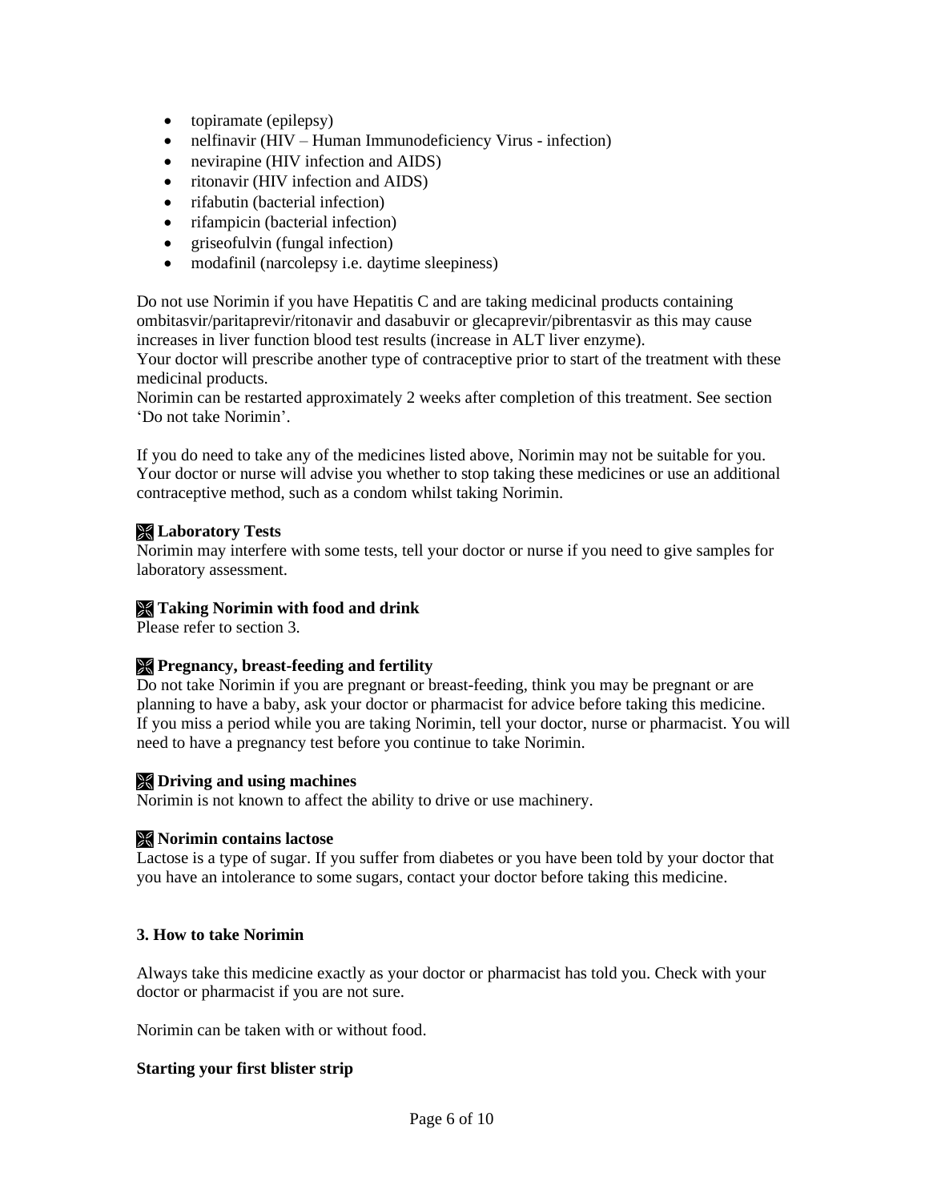- topiramate (epilepsy)
- nelfinavir (HIV – Human Immunodeficiency Virus - infection)
- nevirapine (HIV infection and AIDS)
- ritonavir (HIV infection and AIDS)
- rifabutin (bacterial infection)
- rifampicin (bacterial infection)
- griseofulvin (fungal infection)
- modafinil (narcolepsy i.e. daytime sleepiness)

Do not use Norimin if you have Hepatitis C and are taking medicinal products containing ombitasvir/paritaprevir/ritonavir and dasabuvir or glecaprevir/pibrentasvir as this may cause increases in liver function blood test results (increase in ALT liver enzyme).
Your doctor will prescribe another type of contraceptive prior to start of the treatment with these medicinal products.
Norimin can be restarted approximately 2 weeks after completion of this treatment. See section 'Do not take Norimin'.

If you do need to take any of the medicines listed above, Norimin may not be suitable for you. Your doctor or nurse will advise you whether to stop taking these medicines or use an additional contraceptive method, such as a condom whilst taking Norimin.

**Laboratory Tests**
Norimin may interfere with some tests, tell your doctor or nurse if you need to give samples for laboratory assessment.

**Taking Norimin with food and drink**
Please refer to section 3.

**Pregnancy, breast-feeding and fertility**
Do not take Norimin if you are pregnant or breast-feeding, think you may be pregnant or are planning to have a baby, ask your doctor or pharmacist for advice before taking this medicine.
If you miss a period while you are taking Norimin, tell your doctor, nurse or pharmacist. You will need to have a pregnancy test before you continue to take Norimin.

**Driving and using machines**
Norimin is not known to affect the ability to drive or use machinery.

**Norimin contains lactose**
Lactose is a type of sugar. If you suffer from diabetes or you have been told by your doctor that you have an intolerance to some sugars, contact your doctor before taking this medicine.

## 3. How to take Norimin

Always take this medicine exactly as your doctor or pharmacist has told you. Check with your doctor or pharmacist if you are not sure.

Norimin can be taken with or without food.

**Starting your first blister strip**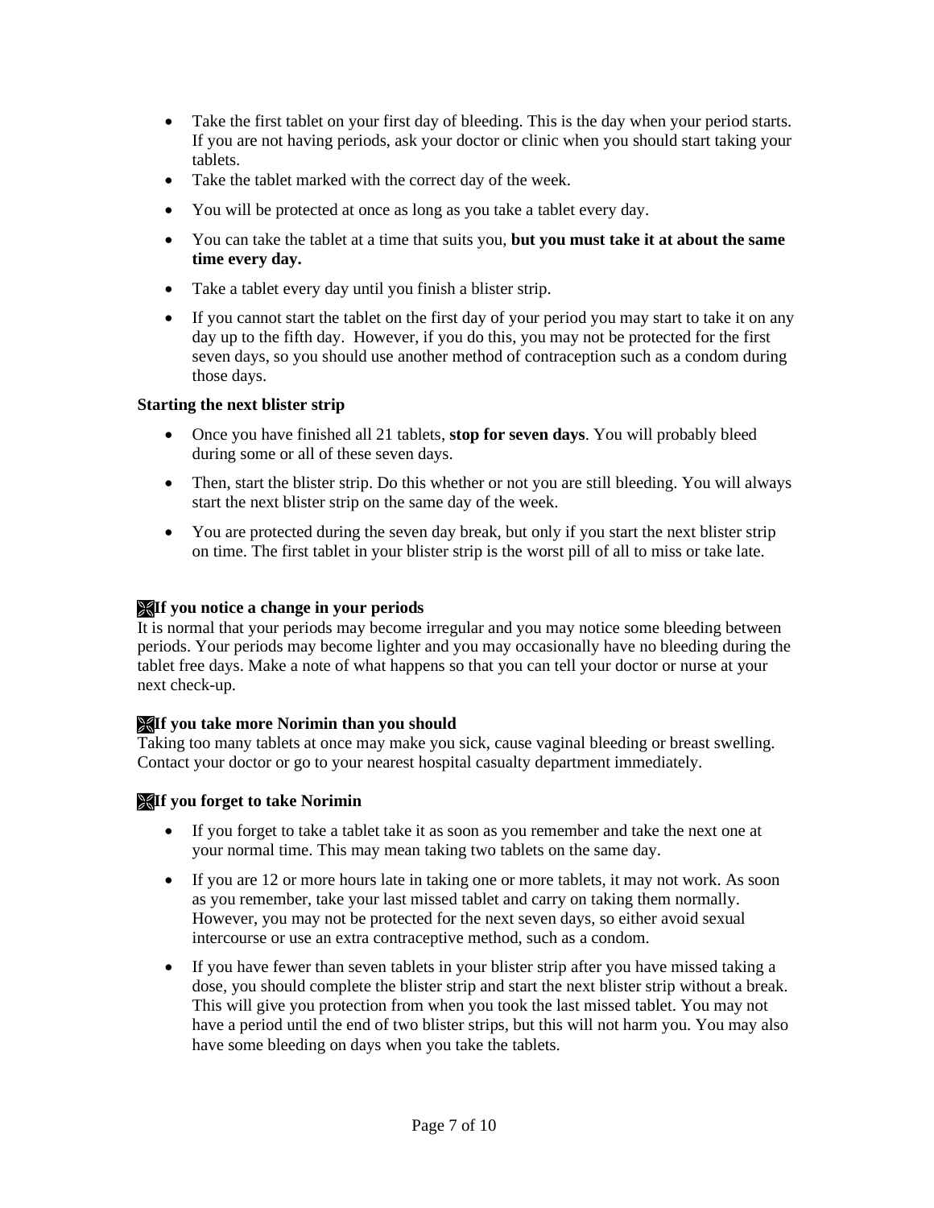- Take the first tablet on your first day of bleeding. This is the day when your period starts. If you are not having periods, ask your doctor or clinic when you should start taking your tablets.
- Take the tablet marked with the correct day of the week.
- You will be protected at once as long as you take a tablet every day.
- You can take the tablet at a time that suits you, **but you must take it at about the same time every day.**
- Take a tablet every day until you finish a blister strip.
- If you cannot start the tablet on the first day of your period you may start to take it on any day up to the fifth day. However, if you do this, you may not be protected for the first seven days, so you should use another method of contraception such as a condom during those days.

**Starting the next blister strip**

- Once you have finished all 21 tablets, **stop for seven days**. You will probably bleed during some or all of these seven days.
- Then, start the blister strip. Do this whether or not you are still bleeding. You will always start the next blister strip on the same day of the week.
- You are protected during the seven day break, but only if you start the next blister strip on time. The first tablet in your blister strip is the worst pill of all to miss or take late.

**If you notice a change in your periods**

It is normal that your periods may become irregular and you may notice some bleeding between periods. Your periods may become lighter and you may occasionally have no bleeding during the tablet free days. Make a note of what happens so that you can tell your doctor or nurse at your next check-up.

**If you take more Norimin than you should**

Taking too many tablets at once may make you sick, cause vaginal bleeding or breast swelling. Contact your doctor or go to your nearest hospital casualty department immediately.

**If you forget to take Norimin**

- If you forget to take a tablet take it as soon as you remember and take the next one at your normal time. This may mean taking two tablets on the same day.
- If you are 12 or more hours late in taking one or more tablets, it may not work. As soon as you remember, take your last missed tablet and carry on taking them normally. However, you may not be protected for the next seven days, so either avoid sexual intercourse or use an extra contraceptive method, such as a condom.
- If you have fewer than seven tablets in your blister strip after you have missed taking a dose, you should complete the blister strip and start the next blister strip without a break. This will give you protection from when you took the last missed tablet. You may not have a period until the end of two blister strips, but this will not harm you. You may also have some bleeding on days when you take the tablets.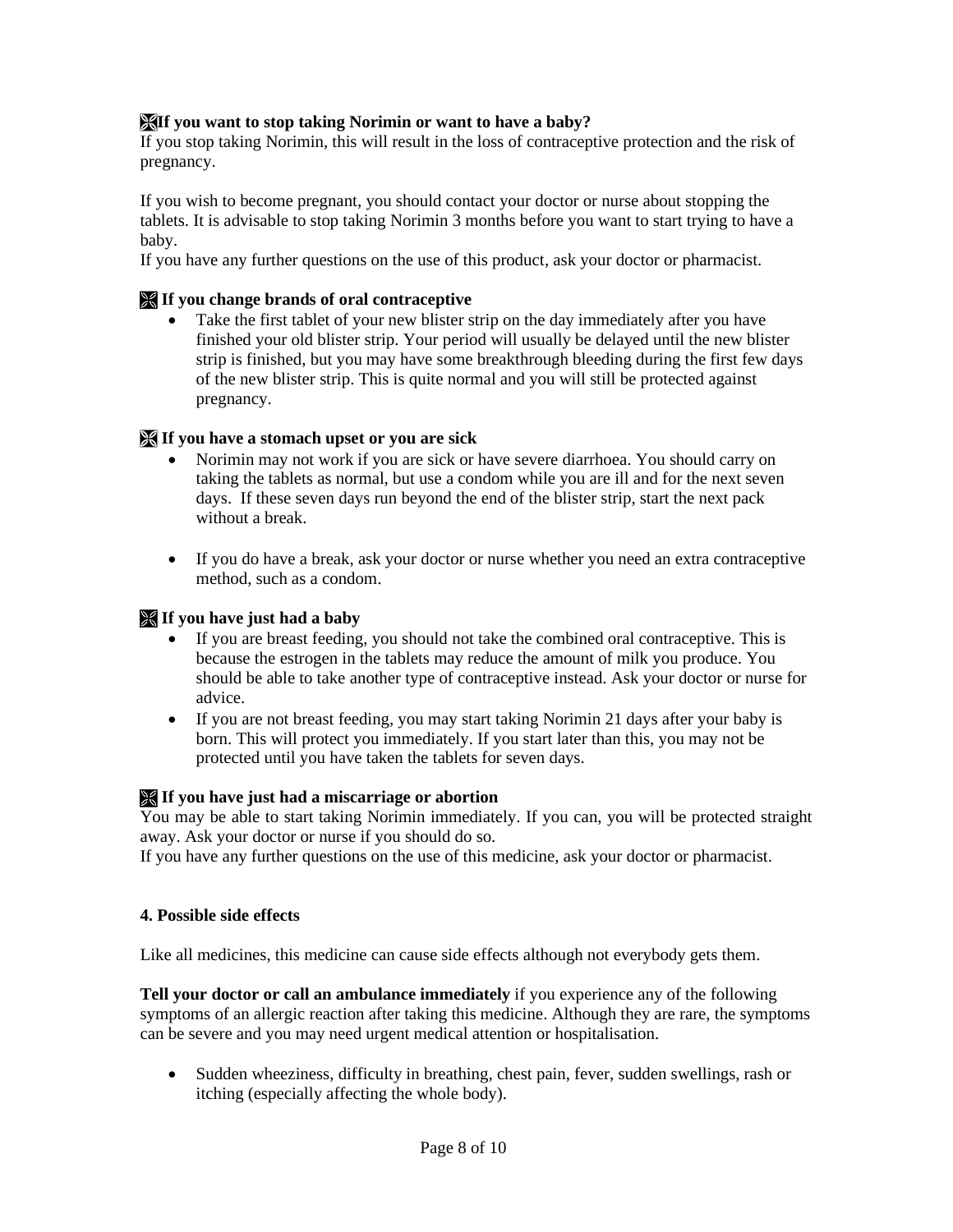**If you want to stop taking Norimin or want to have a baby?**

If you stop taking Norimin, this will result in the loss of contraceptive protection and the risk of pregnancy.

If you wish to become pregnant, you should contact your doctor or nurse about stopping the tablets. It is advisable to stop taking Norimin 3 months before you want to start trying to have a baby.

If you have any further questions on the use of this product, ask your doctor or pharmacist.

**If you change brands of oral contraceptive**

- Take the first tablet of your new blister strip on the day immediately after you have finished your old blister strip. Your period will usually be delayed until the new blister strip is finished, but you may have some breakthrough bleeding during the first few days of the new blister strip. This is quite normal and you will still be protected against pregnancy.

**If you have a stomach upset or you are sick**

- Norimin may not work if you are sick or have severe diarrhoea. You should carry on taking the tablets as normal, but use a condom while you are ill and for the next seven days. If these seven days run beyond the end of the blister strip, start the next pack without a break.

- If you do have a break, ask your doctor or nurse whether you need an extra contraceptive method, such as a condom.

**If you have just had a baby**

- If you are breast feeding, you should not take the combined oral contraceptive. This is because the estrogen in the tablets may reduce the amount of milk you produce. You should be able to take another type of contraceptive instead. Ask your doctor or nurse for advice.
- If you are not breast feeding, you may start taking Norimin 21 days after your baby is born. This will protect you immediately. If you start later than this, you may not be protected until you have taken the tablets for seven days.

**If you have just had a miscarriage or abortion**

You may be able to start taking Norimin immediately. If you can, you will be protected straight away. Ask your doctor or nurse if you should do so.

If you have any further questions on the use of this medicine, ask your doctor or pharmacist.

**4. Possible side effects**

Like all medicines, this medicine can cause side effects although not everybody gets them.

**Tell your doctor or call an ambulance immediately** if you experience any of the following symptoms of an allergic reaction after taking this medicine. Although they are rare, the symptoms can be severe and you may need urgent medical attention or hospitalisation.

- Sudden wheeziness, difficulty in breathing, chest pain, fever, sudden swellings, rash or itching (especially affecting the whole body).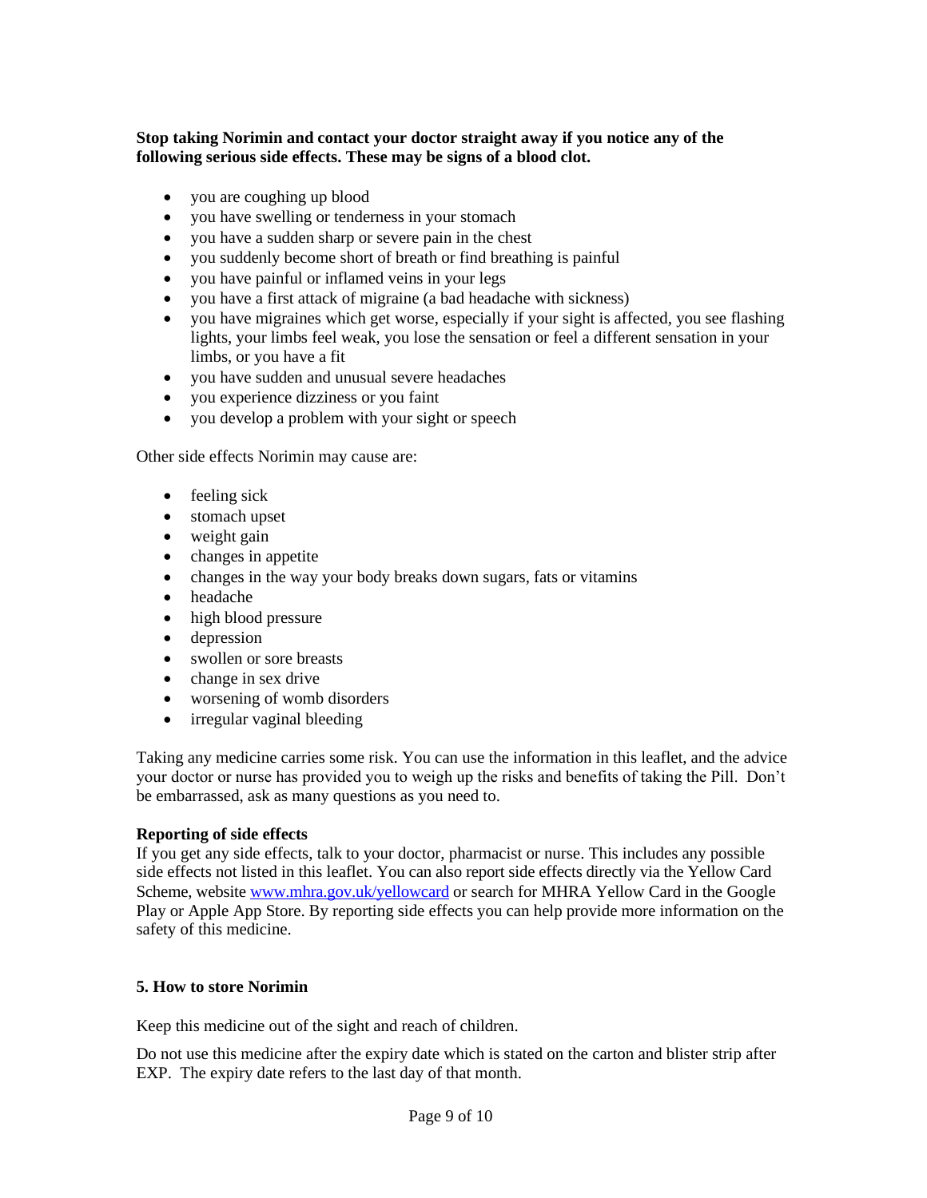**Stop taking Norimin and contact your doctor straight away if you notice any of the following serious side effects. These may be signs of a blood clot.**

- you are coughing up blood
- you have swelling or tenderness in your stomach
- you have a sudden sharp or severe pain in the chest
- you suddenly become short of breath or find breathing is painful
- you have painful or inflamed veins in your legs
- you have a first attack of migraine (a bad headache with sickness)
- you have migraines which get worse, especially if your sight is affected, you see flashing lights, your limbs feel weak, you lose the sensation or feel a different sensation in your limbs, or you have a fit
- you have sudden and unusual severe headaches
- you experience dizziness or you faint
- you develop a problem with your sight or speech

Other side effects Norimin may cause are:

- feeling sick
- stomach upset
- weight gain
- changes in appetite
- changes in the way your body breaks down sugars, fats or vitamins
- headache
- high blood pressure
- depression
- swollen or sore breasts
- change in sex drive
- worsening of womb disorders
- irregular vaginal bleeding

Taking any medicine carries some risk. You can use the information in this leaflet, and the advice your doctor or nurse has provided you to weigh up the risks and benefits of taking the Pill. Don't be embarrassed, ask as many questions as you need to.

**Reporting of side effects**
If you get any side effects, talk to your doctor, pharmacist or nurse. This includes any possible side effects not listed in this leaflet. You can also report side effects directly via the Yellow Card Scheme, website www.mhra.gov.uk/yellowcard or search for MHRA Yellow Card in the Google Play or Apple App Store. By reporting side effects you can help provide more information on the safety of this medicine.

## 5. How to store Norimin

Keep this medicine out of the sight and reach of children.

Do not use this medicine after the expiry date which is stated on the carton and blister strip after EXP. The expiry date refers to the last day of that month.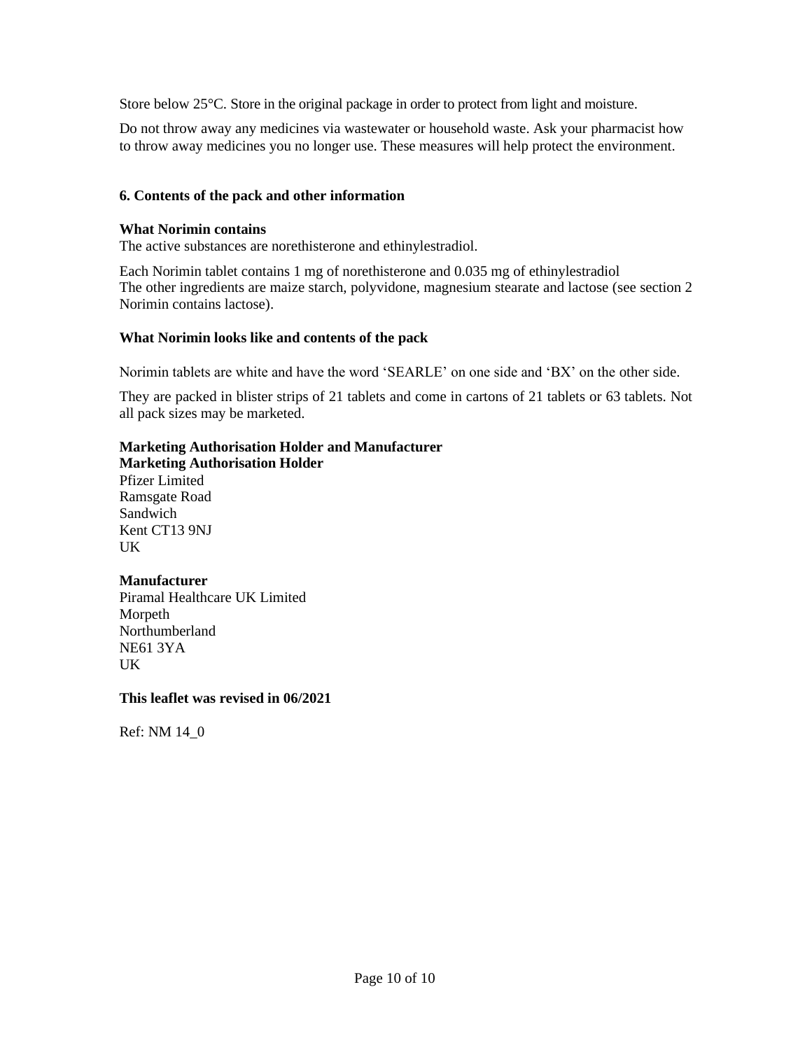Store below 25°C. Store in the original package in order to protect from light and moisture.

Do not throw away any medicines via wastewater or household waste. Ask your pharmacist how to throw away medicines you no longer use. These measures will help protect the environment.

## 6. Contents of the pack and other information

### What Norimin contains

The active substances are norethisterone and ethinylestradiol.

Each Norimin tablet contains 1 mg of norethisterone and 0.035 mg of ethinylestradiol
The other ingredients are maize starch, polyvidone, magnesium stearate and lactose (see section 2 Norimin contains lactose).

### What Norimin looks like and contents of the pack

Norimin tablets are white and have the word 'SEARLE' on one side and 'BX' on the other side.

They are packed in blister strips of 21 tablets and come in cartons of 21 tablets or 63 tablets. Not all pack sizes may be marketed.

### Marketing Authorisation Holder and Manufacturer

**Marketing Authorisation Holder**

Pfizer Limited
Ramsgate Road
Sandwich
Kent CT13 9NJ
UK

**Manufacturer**

Piramal Healthcare UK Limited
Morpeth
Northumberland
NE61 3YA
UK

**This leaflet was revised in 06/2021**

Ref: NM 14_0